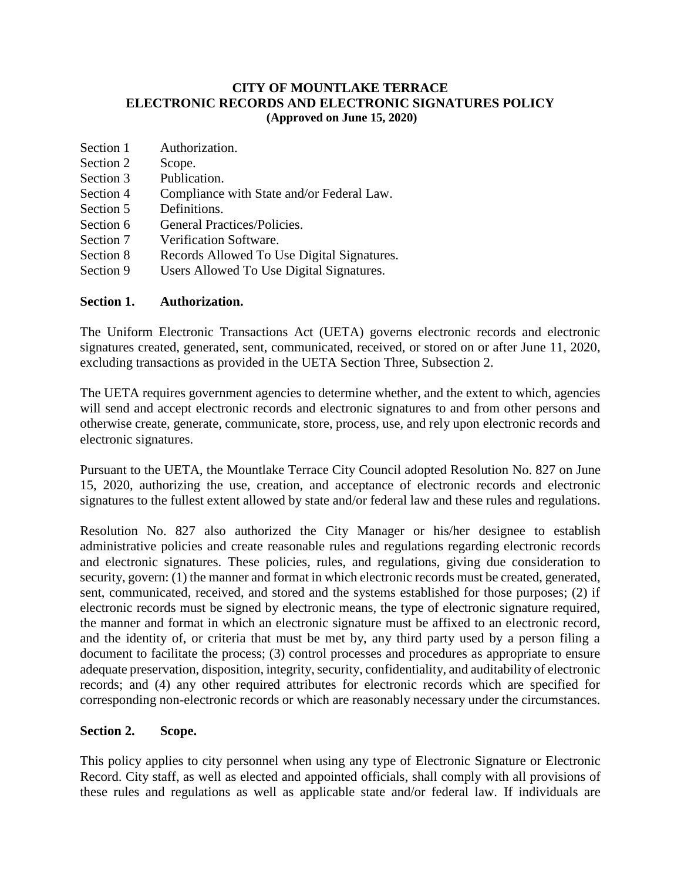# CITY OF MOUNTLAKE TERRACE
# ELECTRONIC RECORDS AND ELECTRONIC SIGNATURES POLICY
**(Approved on June 15, 2020)**

| | |
|---|---|
| Section 1 | Authorization. |
| Section 2 | Scope. |
| Section 3 | Publication. |
| Section 4 | Compliance with State and/or Federal Law. |
| Section 5 | Definitions. |
| Section 6 | General Practices/Policies. |
| Section 7 | Verification Software. |
| Section 8 | Records Allowed To Use Digital Signatures. |
| Section 9 | Users Allowed To Use Digital Signatures. |

## Section 1. Authorization.

The Uniform Electronic Transactions Act (UETA) governs electronic records and electronic signatures created, generated, sent, communicated, received, or stored on or after June 11, 2020, excluding transactions as provided in the UETA Section Three, Subsection 2.

The UETA requires government agencies to determine whether, and the extent to which, agencies will send and accept electronic records and electronic signatures to and from other persons and otherwise create, generate, communicate, store, process, use, and rely upon electronic records and electronic signatures.

Pursuant to the UETA, the Mountlake Terrace City Council adopted Resolution No. 827 on June 15, 2020, authorizing the use, creation, and acceptance of electronic records and electronic signatures to the fullest extent allowed by state and/or federal law and these rules and regulations.

Resolution No. 827 also authorized the City Manager or his/her designee to establish administrative policies and create reasonable rules and regulations regarding electronic records and electronic signatures. These policies, rules, and regulations, giving due consideration to security, govern: (1) the manner and format in which electronic records must be created, generated, sent, communicated, received, and stored and the systems established for those purposes; (2) if electronic records must be signed by electronic means, the type of electronic signature required, the manner and format in which an electronic signature must be affixed to an electronic record, and the identity of, or criteria that must be met by, any third party used by a person filing a document to facilitate the process; (3) control processes and procedures as appropriate to ensure adequate preservation, disposition, integrity, security, confidentiality, and auditability of electronic records; and (4) any other required attributes for electronic records which are specified for corresponding non-electronic records or which are reasonably necessary under the circumstances.

## Section 2. Scope.

This policy applies to city personnel when using any type of Electronic Signature or Electronic Record. City staff, as well as elected and appointed officials, shall comply with all provisions of these rules and regulations as well as applicable state and/or federal law. If individuals are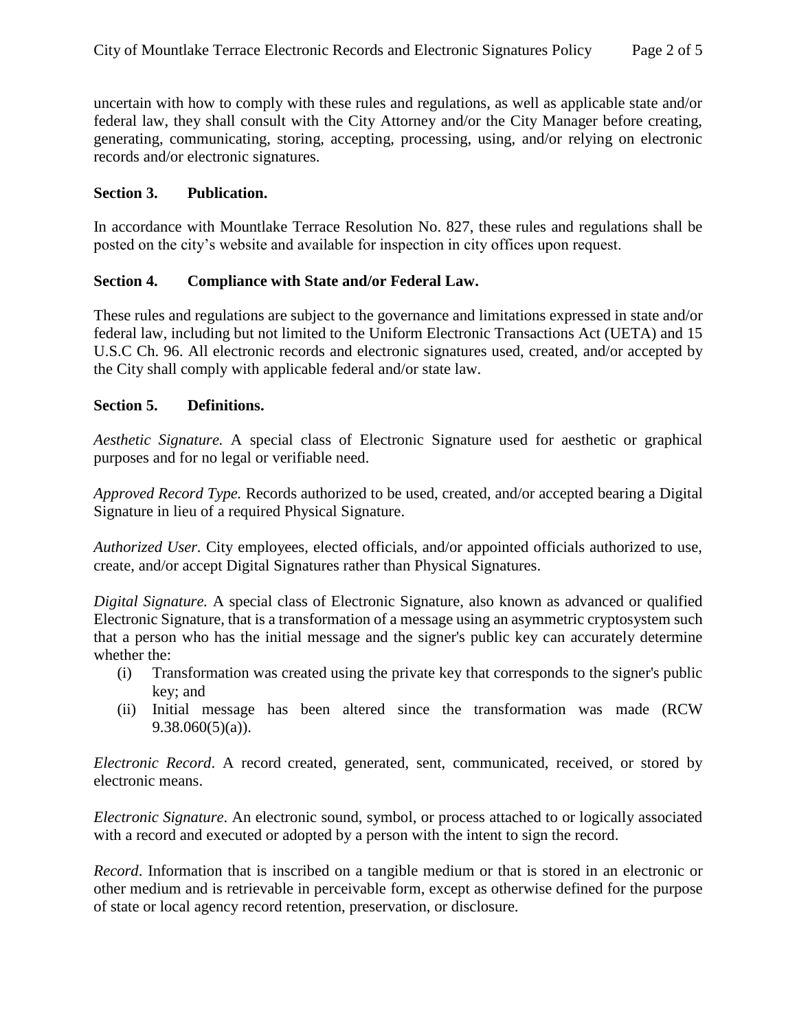uncertain with how to comply with these rules and regulations, as well as applicable state and/or federal law, they shall consult with the City Attorney and/or the City Manager before creating, generating, communicating, storing, accepting, processing, using, and/or relying on electronic records and/or electronic signatures.

**Section 3. Publication.**

In accordance with Mountlake Terrace Resolution No. 827, these rules and regulations shall be posted on the city's website and available for inspection in city offices upon request.

**Section 4. Compliance with State and/or Federal Law.**

These rules and regulations are subject to the governance and limitations expressed in state and/or federal law, including but not limited to the Uniform Electronic Transactions Act (UETA) and 15 U.S.C Ch. 96. All electronic records and electronic signatures used, created, and/or accepted by the City shall comply with applicable federal and/or state law.

**Section 5. Definitions.**

*Aesthetic Signature.* A special class of Electronic Signature used for aesthetic or graphical purposes and for no legal or verifiable need.

*Approved Record Type.* Records authorized to be used, created, and/or accepted bearing a Digital Signature in lieu of a required Physical Signature.

*Authorized User.* City employees, elected officials, and/or appointed officials authorized to use, create, and/or accept Digital Signatures rather than Physical Signatures.

*Digital Signature.* A special class of Electronic Signature, also known as advanced or qualified Electronic Signature, that is a transformation of a message using an asymmetric cryptosystem such that a person who has the initial message and the signer's public key can accurately determine whether the:

- (i) Transformation was created using the private key that corresponds to the signer's public key; and
- (ii) Initial message has been altered since the transformation was made (RCW 9.38.060(5)(a)).

*Electronic Record*. A record created, generated, sent, communicated, received, or stored by electronic means.

*Electronic Signature*. An electronic sound, symbol, or process attached to or logically associated with a record and executed or adopted by a person with the intent to sign the record.

*Record*. Information that is inscribed on a tangible medium or that is stored in an electronic or other medium and is retrievable in perceivable form, except as otherwise defined for the purpose of state or local agency record retention, preservation, or disclosure.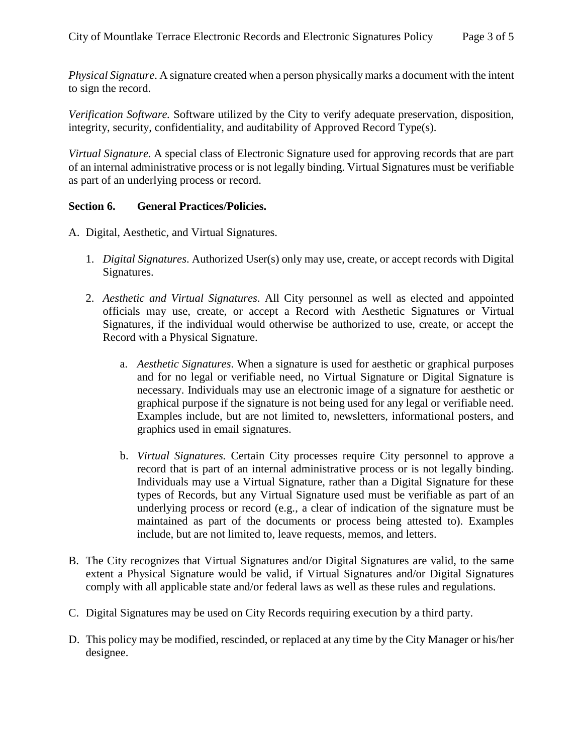*Physical Signature*. A signature created when a person physically marks a document with the intent to sign the record.

*Verification Software.* Software utilized by the City to verify adequate preservation, disposition, integrity, security, confidentiality, and auditability of Approved Record Type(s).

*Virtual Signature.* A special class of Electronic Signature used for approving records that are part of an internal administrative process or is not legally binding. Virtual Signatures must be verifiable as part of an underlying process or record.

**Section 6. General Practices/Policies.**

A. Digital, Aesthetic, and Virtual Signatures.

1. *Digital Signatures*. Authorized User(s) only may use, create, or accept records with Digital Signatures.

2. *Aesthetic and Virtual Signatures*. All City personnel as well as elected and appointed officials may use, create, or accept a Record with Aesthetic Signatures or Virtual Signatures, if the individual would otherwise be authorized to use, create, or accept the Record with a Physical Signature.

   a. *Aesthetic Signatures*. When a signature is used for aesthetic or graphical purposes and for no legal or verifiable need, no Virtual Signature or Digital Signature is necessary. Individuals may use an electronic image of a signature for aesthetic or graphical purpose if the signature is not being used for any legal or verifiable need. Examples include, but are not limited to, newsletters, informational posters, and graphics used in email signatures.

   b. *Virtual Signatures.* Certain City processes require City personnel to approve a record that is part of an internal administrative process or is not legally binding. Individuals may use a Virtual Signature, rather than a Digital Signature for these types of Records, but any Virtual Signature used must be verifiable as part of an underlying process or record (e.g., a clear of indication of the signature must be maintained as part of the documents or process being attested to). Examples include, but are not limited to, leave requests, memos, and letters.

B. The City recognizes that Virtual Signatures and/or Digital Signatures are valid, to the same extent a Physical Signature would be valid, if Virtual Signatures and/or Digital Signatures comply with all applicable state and/or federal laws as well as these rules and regulations.

C. Digital Signatures may be used on City Records requiring execution by a third party.

D. This policy may be modified, rescinded, or replaced at any time by the City Manager or his/her designee.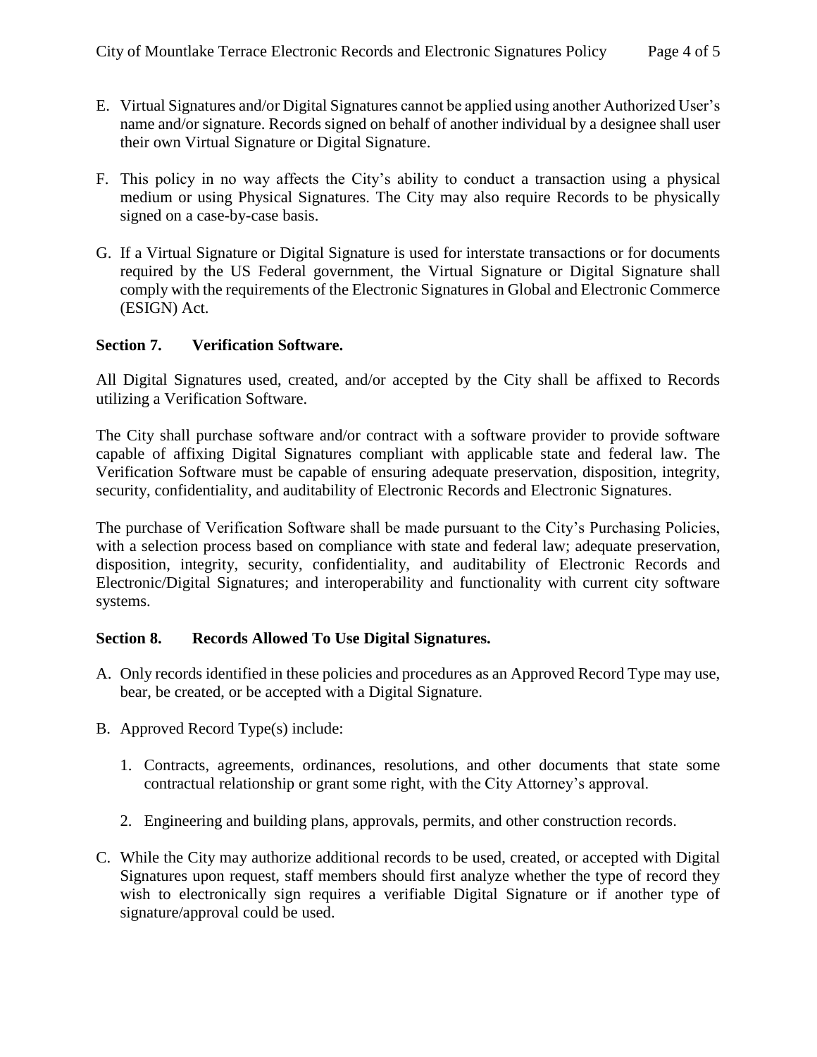E. Virtual Signatures and/or Digital Signatures cannot be applied using another Authorized User's name and/or signature. Records signed on behalf of another individual by a designee shall user their own Virtual Signature or Digital Signature.

F. This policy in no way affects the City's ability to conduct a transaction using a physical medium or using Physical Signatures. The City may also require Records to be physically signed on a case-by-case basis.

G. If a Virtual Signature or Digital Signature is used for interstate transactions or for documents required by the US Federal government, the Virtual Signature or Digital Signature shall comply with the requirements of the Electronic Signatures in Global and Electronic Commerce (ESIGN) Act.

**Section 7. Verification Software.**

All Digital Signatures used, created, and/or accepted by the City shall be affixed to Records utilizing a Verification Software.

The City shall purchase software and/or contract with a software provider to provide software capable of affixing Digital Signatures compliant with applicable state and federal law. The Verification Software must be capable of ensuring adequate preservation, disposition, integrity, security, confidentiality, and auditability of Electronic Records and Electronic Signatures.

The purchase of Verification Software shall be made pursuant to the City's Purchasing Policies, with a selection process based on compliance with state and federal law; adequate preservation, disposition, integrity, security, confidentiality, and auditability of Electronic Records and Electronic/Digital Signatures; and interoperability and functionality with current city software systems.

**Section 8. Records Allowed To Use Digital Signatures.**

A. Only records identified in these policies and procedures as an Approved Record Type may use, bear, be created, or be accepted with a Digital Signature.

B. Approved Record Type(s) include:

   1. Contracts, agreements, ordinances, resolutions, and other documents that state some contractual relationship or grant some right, with the City Attorney's approval.

   2. Engineering and building plans, approvals, permits, and other construction records.

C. While the City may authorize additional records to be used, created, or accepted with Digital Signatures upon request, staff members should first analyze whether the type of record they wish to electronically sign requires a verifiable Digital Signature or if another type of signature/approval could be used.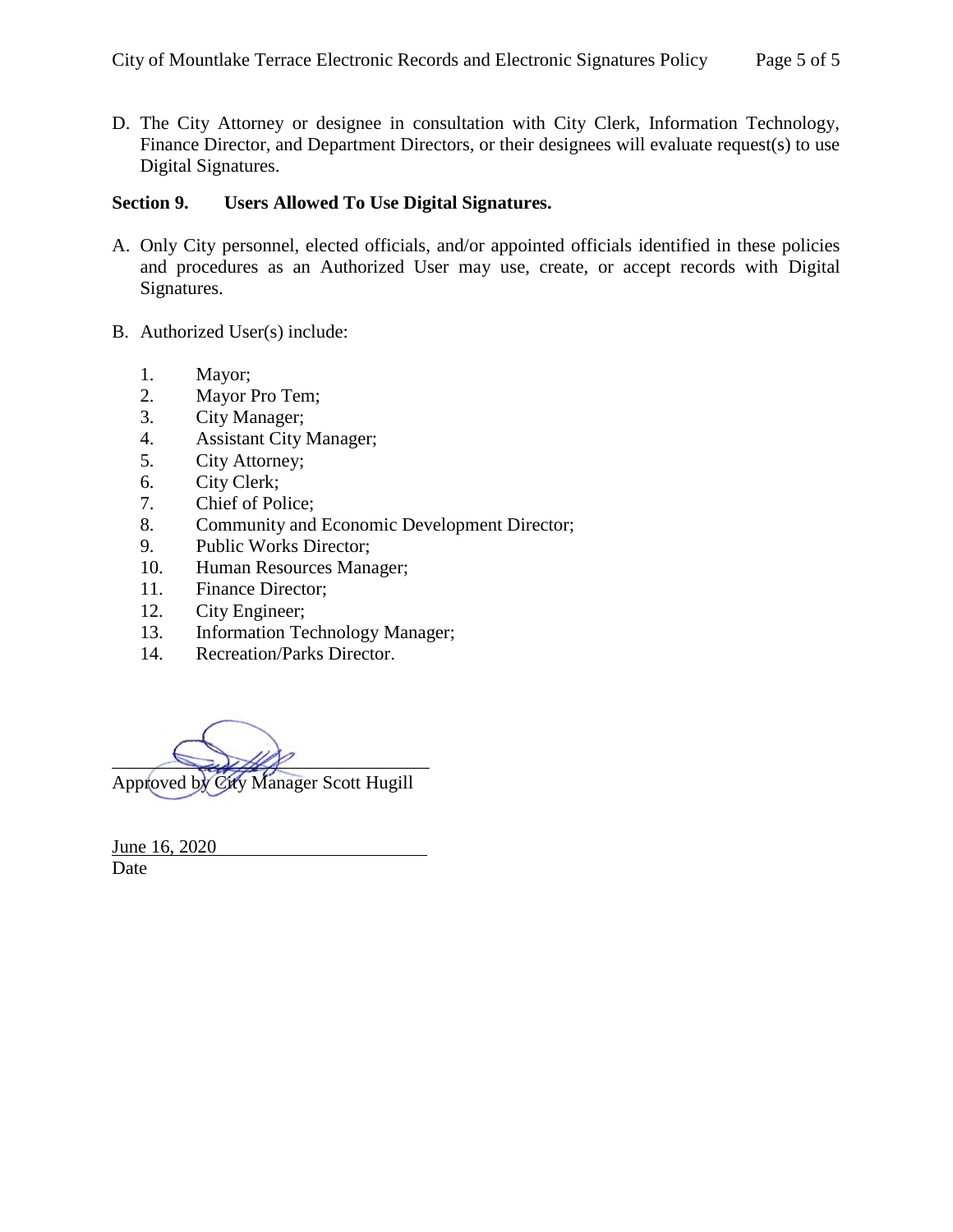D. The City Attorney or designee in consultation with City Clerk, Information Technology, Finance Director, and Department Directors, or their designees will evaluate request(s) to use Digital Signatures.

**Section 9. Users Allowed To Use Digital Signatures.**

A. Only City personnel, elected officials, and/or appointed officials identified in these policies and procedures as an Authorized User may use, create, or accept records with Digital Signatures.

B. Authorized User(s) include:

1. Mayor;
2. Mayor Pro Tem;
3. City Manager;
4. Assistant City Manager;
5. City Attorney;
6. City Clerk;
7. Chief of Police;
8. Community and Economic Development Director;
9. Public Works Director;
10. Human Resources Manager;
11. Finance Director;
12. City Engineer;
13. Information Technology Manager;
14. Recreation/Parks Director.

\_\_\_\_\_\_\_\_\_\_\_\_\_\_\_\_\_\_\_\_\_\_\_\_\_\_\_\_\_\_\_\_\_\_\_\_\_\_
Approved by City Manager Scott Hugill

June 16, 2020
Date